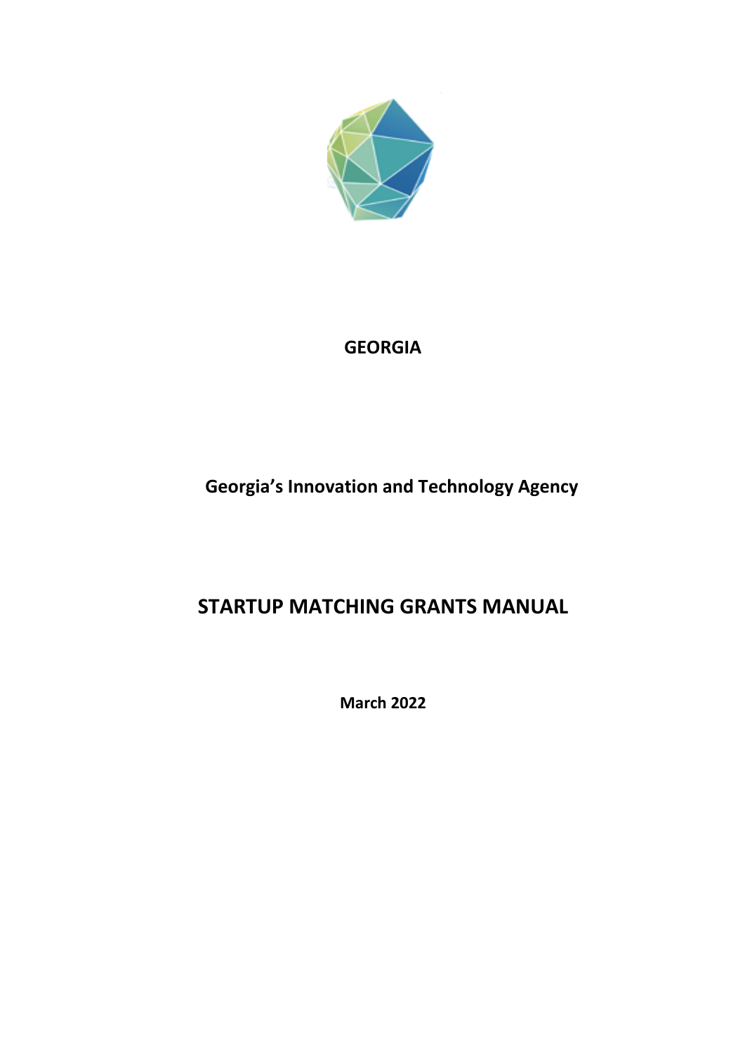**GEORGIA**

**Georgia's Innovation and Technology Agency**

# STARTUP MATCHING GRANTS MANUAL

**March 2022**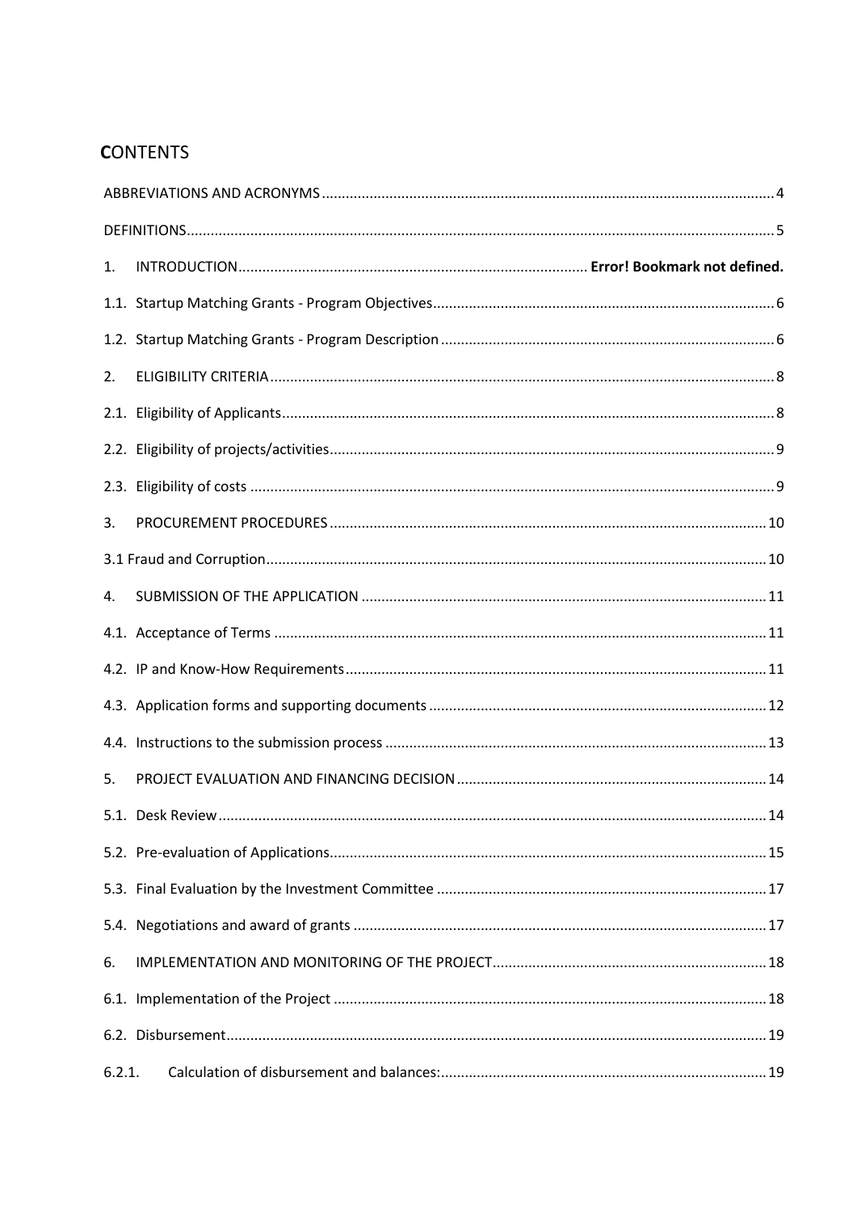# CONTENTS

ABBREVIATIONS AND ACRONYMS ........ 4

DEFINITIONS ........ 5

1. INTRODUCTION ........ **Error! Bookmark not defined.**

1.1. Startup Matching Grants - Program Objectives ........ 6

1.2. Startup Matching Grants - Program Description ........ 6

2. ELIGIBILITY CRITERIA ........ 8

2.1. Eligibility of Applicants ........ 8

2.2. Eligibility of projects/activities ........ 9

2.3. Eligibility of costs ........ 9

3. PROCUREMENT PROCEDURES ........ 10

3.1 Fraud and Corruption ........ 10

4. SUBMISSION OF THE APPLICATION ........ 11

4.1. Acceptance of Terms ........ 11

4.2. IP and Know-How Requirements ........ 11

4.3. Application forms and supporting documents ........ 12

4.4. Instructions to the submission process ........ 13

5. PROJECT EVALUATION AND FINANCING DECISION ........ 14

5.1. Desk Review ........ 14

5.2. Pre-evaluation of Applications ........ 15

5.3. Final Evaluation by the Investment Committee ........ 17

5.4. Negotiations and award of grants ........ 17

6. IMPLEMENTATION AND MONITORING OF THE PROJECT ........ 18

6.1. Implementation of the Project ........ 18

6.2. Disbursement ........ 19

6.2.1. Calculation of disbursement and balances: ........ 19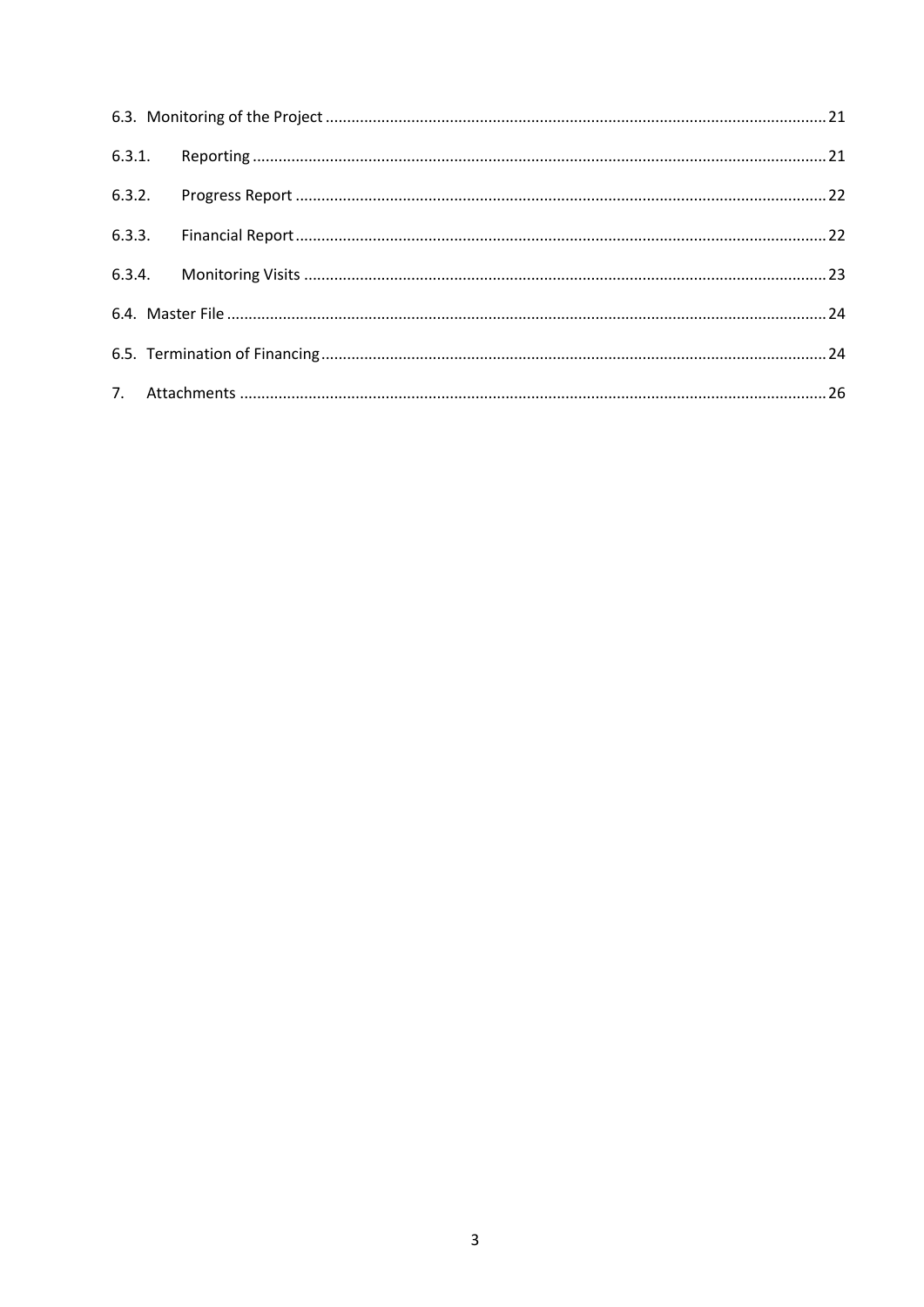6.3. Monitoring of the Project ........................................................................................................ 21

6.3.1. Reporting ........................................................................................................ 21

6.3.2. Progress Report ........................................................................................................ 22

6.3.3. Financial Report ........................................................................................................ 22

6.3.4. Monitoring Visits ........................................................................................................ 23

6.4. Master File ........................................................................................................ 24

6.5. Termination of Financing ........................................................................................................ 24

7. Attachments ........................................................................................................ 26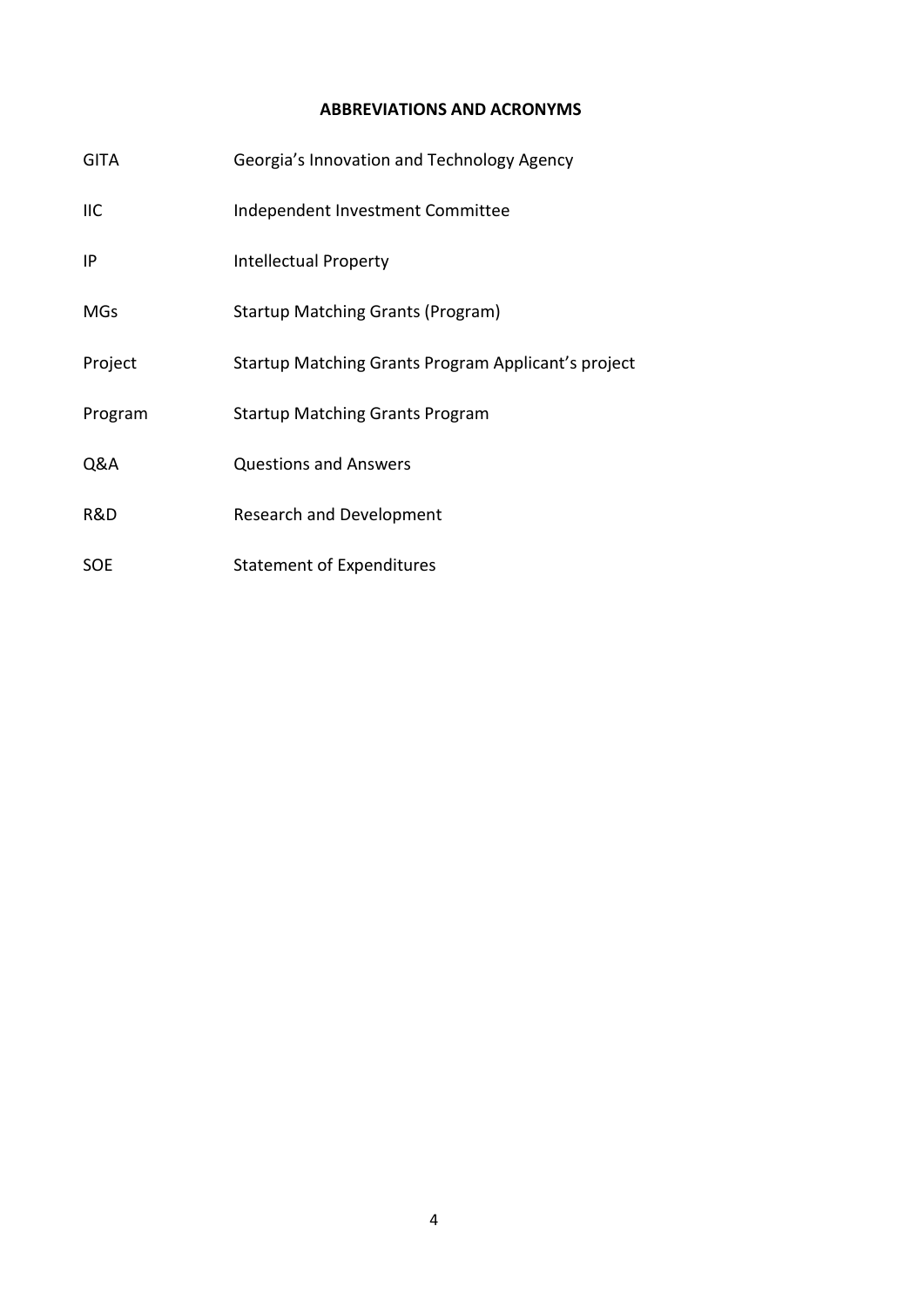## ABBREVIATIONS AND ACRONYMS

| | |
|---|---|
| GITA | Georgia's Innovation and Technology Agency |
| IIC | Independent Investment Committee |
| IP | Intellectual Property |
| MGs | Startup Matching Grants (Program) |
| Project | Startup Matching Grants Program Applicant's project |
| Program | Startup Matching Grants Program |
| Q&A | Questions and Answers |
| R&D | Research and Development |
| SOE | Statement of Expenditures |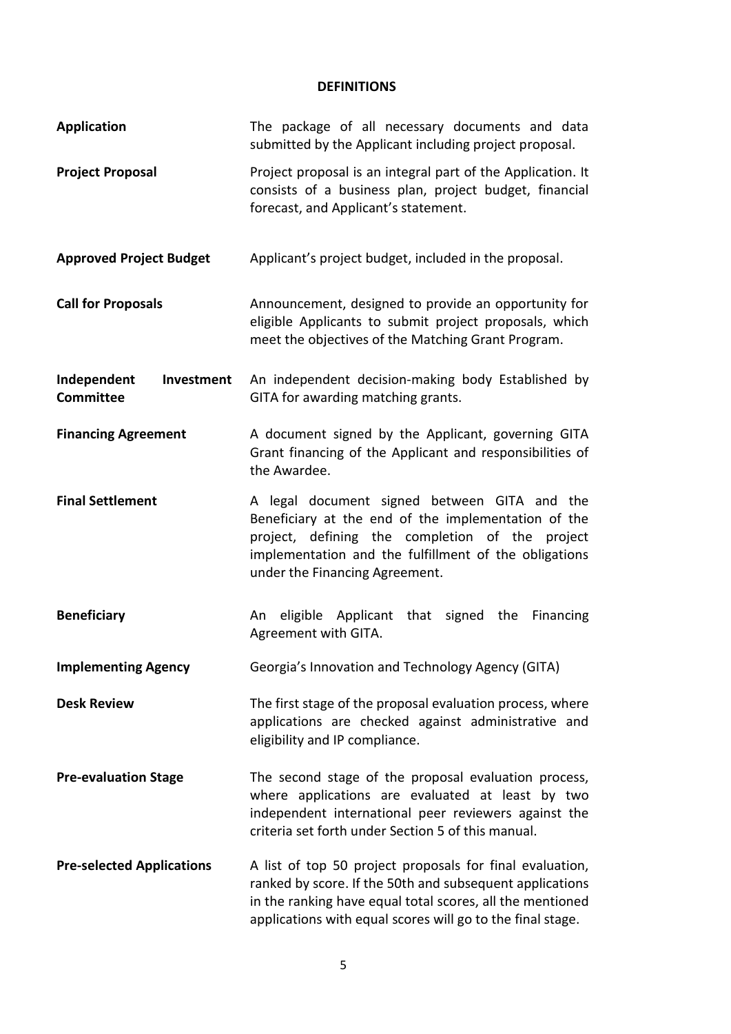# DEFINITIONS

| | |
|---|---|
| **Application** | The package of all necessary documents and data submitted by the Applicant including project proposal. |
| **Project Proposal** | Project proposal is an integral part of the Application. It consists of a business plan, project budget, financial forecast, and Applicant's statement. |
| **Approved Project Budget** | Applicant's project budget, included in the proposal. |
| **Call for Proposals** | Announcement, designed to provide an opportunity for eligible Applicants to submit project proposals, which meet the objectives of the Matching Grant Program. |
| **Independent Investment Committee** | An independent decision-making body Established by GITA for awarding matching grants. |
| **Financing Agreement** | A document signed by the Applicant, governing GITA Grant financing of the Applicant and responsibilities of the Awardee. |
| **Final Settlement** | A legal document signed between GITA and the Beneficiary at the end of the implementation of the project, defining the completion of the project implementation and the fulfillment of the obligations under the Financing Agreement. |
| **Beneficiary** | An eligible Applicant that signed the Financing Agreement with GITA. |
| **Implementing Agency** | Georgia's Innovation and Technology Agency (GITA) |
| **Desk Review** | The first stage of the proposal evaluation process, where applications are checked against administrative and eligibility and IP compliance. |
| **Pre-evaluation Stage** | The second stage of the proposal evaluation process, where applications are evaluated at least by two independent international peer reviewers against the criteria set forth under Section 5 of this manual. |
| **Pre-selected Applications** | A list of top 50 project proposals for final evaluation, ranked by score. If the 50th and subsequent applications in the ranking have equal total scores, all the mentioned applications with equal scores will go to the final stage. |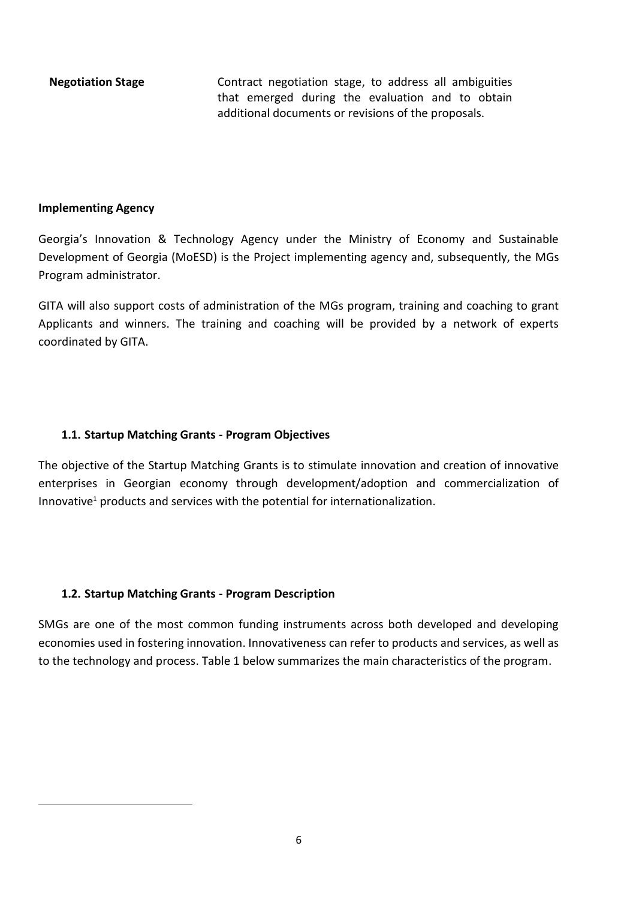| | |
|---|---|
| **Negotiation Stage** | Contract negotiation stage, to address all ambiguities that emerged during the evaluation and to obtain additional documents or revisions of the proposals. |

**Implementing Agency**

Georgia's Innovation & Technology Agency under the Ministry of Economy and Sustainable Development of Georgia (MoESD) is the Project implementing agency and, subsequently, the MGs Program administrator.

GITA will also support costs of administration of the MGs program, training and coaching to grant Applicants and winners. The training and coaching will be provided by a network of experts coordinated by GITA.

### 1.1. Startup Matching Grants - Program Objectives

The objective of the Startup Matching Grants is to stimulate innovation and creation of innovative enterprises in Georgian economy through development/adoption and commercialization of Innovative[1] products and services with the potential for internationalization.

### 1.2. Startup Matching Grants - Program Description

SMGs are one of the most common funding instruments across both developed and developing economies used in fostering innovation. Innovativeness can refer to products and services, as well as to the technology and process. Table 1 below summarizes the main characteristics of the program.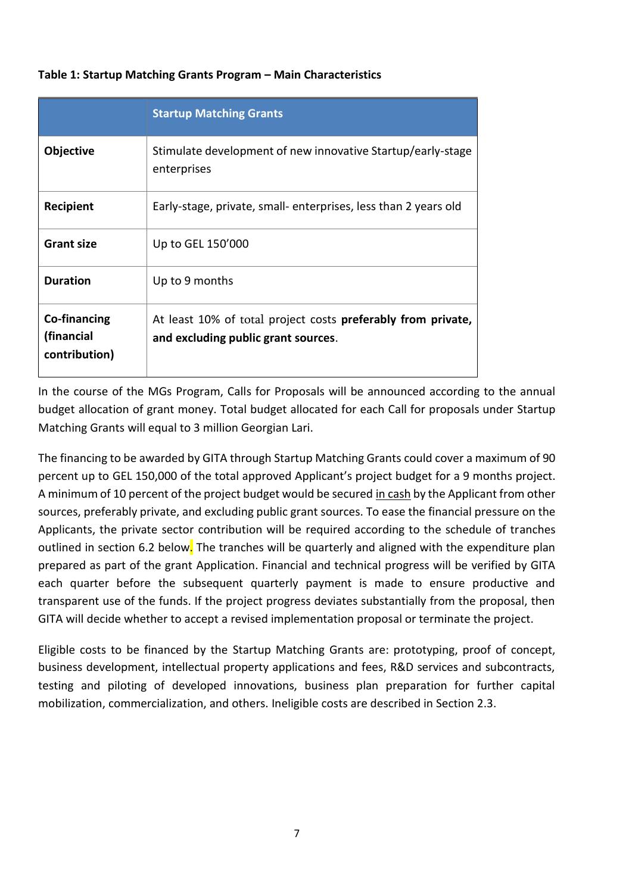**Table 1: Startup Matching Grants Program – Main Characteristics**

| | **Startup Matching Grants** |
|---|---|
| **Objective** | Stimulate development of new innovative Startup/early-stage enterprises |
| **Recipient** | Early-stage, private, small- enterprises, less than 2 years old |
| **Grant size** | Up to GEL 150'000 |
| **Duration** | Up to 9 months |
| **Co-financing (financial contribution)** | At least 10% of total project costs **preferably from private, and excluding public grant sources**. |

In the course of the MGs Program, Calls for Proposals will be announced according to the annual budget allocation of grant money. Total budget allocated for each Call for proposals under Startup Matching Grants will equal to 3 million Georgian Lari.

The financing to be awarded by GITA through Startup Matching Grants could cover a maximum of 90 percent up to GEL 150,000 of the total approved Applicant's project budget for a 9 months project. A minimum of 10 percent of the project budget would be secured in cash by the Applicant from other sources, preferably private, and excluding public grant sources. To ease the financial pressure on the Applicants, the private sector contribution will be required according to the schedule of tranches outlined in section 6.2 below. The tranches will be quarterly and aligned with the expenditure plan prepared as part of the grant Application. Financial and technical progress will be verified by GITA each quarter before the subsequent quarterly payment is made to ensure productive and transparent use of the funds. If the project progress deviates substantially from the proposal, then GITA will decide whether to accept a revised implementation proposal or terminate the project.

Eligible costs to be financed by the Startup Matching Grants are: prototyping, proof of concept, business development, intellectual property applications and fees, R&D services and subcontracts, testing and piloting of developed innovations, business plan preparation for further capital mobilization, commercialization, and others. Ineligible costs are described in Section 2.3.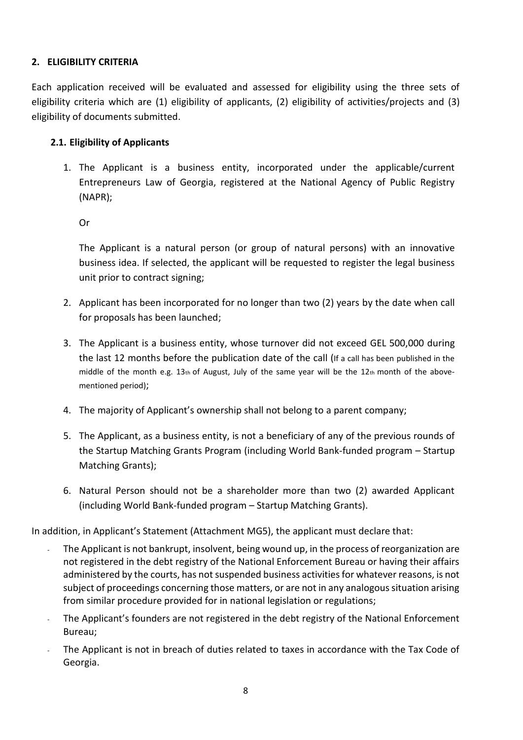## 2. ELIGIBILITY CRITERIA

Each application received will be evaluated and assessed for eligibility using the three sets of eligibility criteria which are (1) eligibility of applicants, (2) eligibility of activities/projects and (3) eligibility of documents submitted.

### 2.1. Eligibility of Applicants

1. The Applicant is a business entity, incorporated under the applicable/current Entrepreneurs Law of Georgia, registered at the National Agency of Public Registry (NAPR);

   Or

   The Applicant is a natural person (or group of natural persons) with an innovative business idea. If selected, the applicant will be requested to register the legal business unit prior to contract signing;

2. Applicant has been incorporated for no longer than two (2) years by the date when call for proposals has been launched;

3. The Applicant is a business entity, whose turnover did not exceed GEL 500,000 during the last 12 months before the publication date of the call (If a call has been published in the middle of the month e.g. 13th of August, July of the same year will be the 12th month of the above-mentioned period);

4. The majority of Applicant's ownership shall not belong to a parent company;

5. The Applicant, as a business entity, is not a beneficiary of any of the previous rounds of the Startup Matching Grants Program (including World Bank-funded program – Startup Matching Grants);

6. Natural Person should not be a shareholder more than two (2) awarded Applicant (including World Bank-funded program – Startup Matching Grants).

In addition, in Applicant's Statement (Attachment MG5), the applicant must declare that:

- The Applicant is not bankrupt, insolvent, being wound up, in the process of reorganization are not registered in the debt registry of the National Enforcement Bureau or having their affairs administered by the courts, has not suspended business activities for whatever reasons, is not subject of proceedings concerning those matters, or are not in any analogous situation arising from similar procedure provided for in national legislation or regulations;
- The Applicant's founders are not registered in the debt registry of the National Enforcement Bureau;
- The Applicant is not in breach of duties related to taxes in accordance with the Tax Code of Georgia.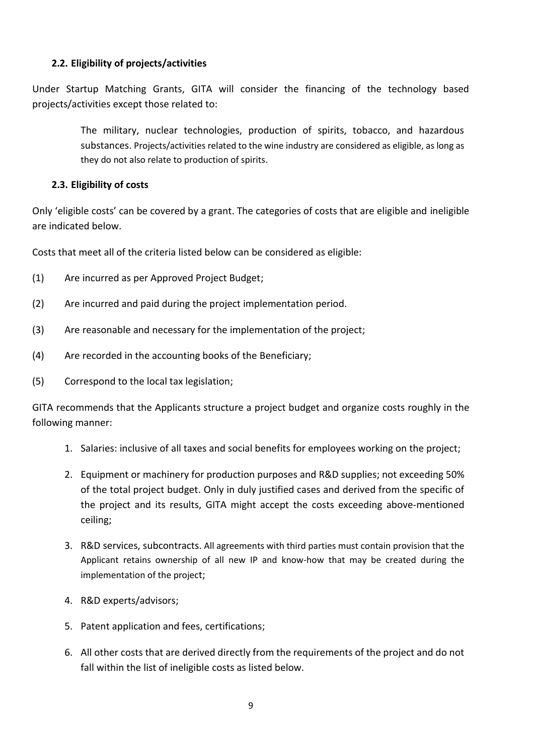### 2.2. Eligibility of projects/activities

Under Startup Matching Grants, GITA will consider the financing of the technology based projects/activities except those related to:

> The military, nuclear technologies, production of spirits, tobacco, and hazardous substances. Projects/activities related to the wine industry are considered as eligible, as long as they do not also relate to production of spirits.

### 2.3. Eligibility of costs

Only 'eligible costs' can be covered by a grant. The categories of costs that are eligible and ineligible are indicated below.

Costs that meet all of the criteria listed below can be considered as eligible:

(1) Are incurred as per Approved Project Budget;

(2) Are incurred and paid during the project implementation period.

(3) Are reasonable and necessary for the implementation of the project;

(4) Are recorded in the accounting books of the Beneficiary;

(5) Correspond to the local tax legislation;

GITA recommends that the Applicants structure a project budget and organize costs roughly in the following manner:

1. Salaries: inclusive of all taxes and social benefits for employees working on the project;
2. Equipment or machinery for production purposes and R&D supplies; not exceeding 50% of the total project budget. Only in duly justified cases and derived from the specific of the project and its results, GITA might accept the costs exceeding above-mentioned ceiling;
3. R&D services, subcontracts. All agreements with third parties must contain provision that the Applicant retains ownership of all new IP and know-how that may be created during the implementation of the project;
4. R&D experts/advisors;
5. Patent application and fees, certifications;
6. All other costs that are derived directly from the requirements of the project and do not fall within the list of ineligible costs as listed below.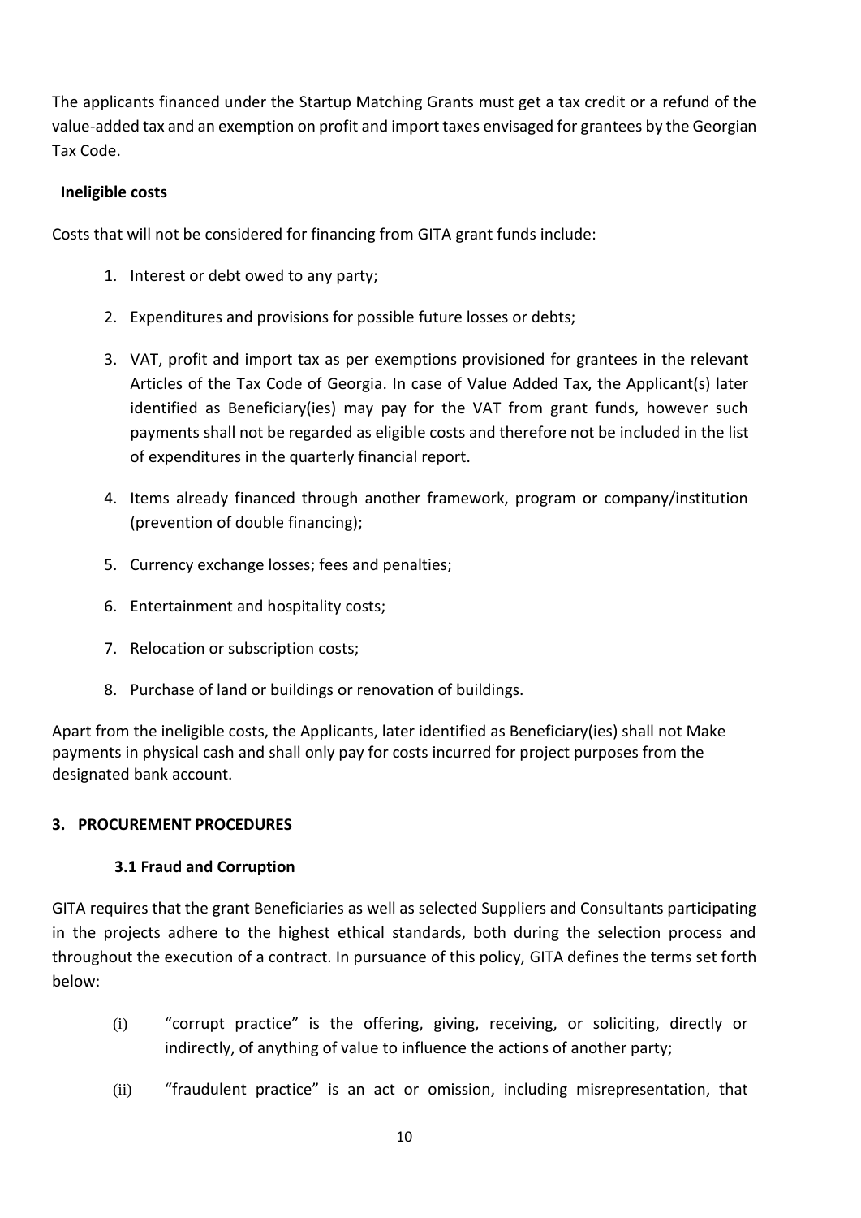The applicants financed under the Startup Matching Grants must get a tax credit or a refund of the value-added tax and an exemption on profit and import taxes envisaged for grantees by the Georgian Tax Code.

**Ineligible costs**

Costs that will not be considered for financing from GITA grant funds include:

1. Interest or debt owed to any party;
2. Expenditures and provisions for possible future losses or debts;
3. VAT, profit and import tax as per exemptions provisioned for grantees in the relevant Articles of the Tax Code of Georgia. In case of Value Added Tax, the Applicant(s) later identified as Beneficiary(ies) may pay for the VAT from grant funds, however such payments shall not be regarded as eligible costs and therefore not be included in the list of expenditures in the quarterly financial report.
4. Items already financed through another framework, program or company/institution (prevention of double financing);
5. Currency exchange losses; fees and penalties;
6. Entertainment and hospitality costs;
7. Relocation or subscription costs;
8. Purchase of land or buildings or renovation of buildings.

Apart from the ineligible costs, the Applicants, later identified as Beneficiary(ies) shall not Make payments in physical cash and shall only pay for costs incurred for project purposes from the designated bank account.

## 3. PROCUREMENT PROCEDURES

### 3.1 Fraud and Corruption

GITA requires that the grant Beneficiaries as well as selected Suppliers and Consultants participating in the projects adhere to the highest ethical standards, both during the selection process and throughout the execution of a contract. In pursuance of this policy, GITA defines the terms set forth below:

(i) "corrupt practice" is the offering, giving, receiving, or soliciting, directly or indirectly, of anything of value to influence the actions of another party;

(ii) "fraudulent practice" is an act or omission, including misrepresentation, that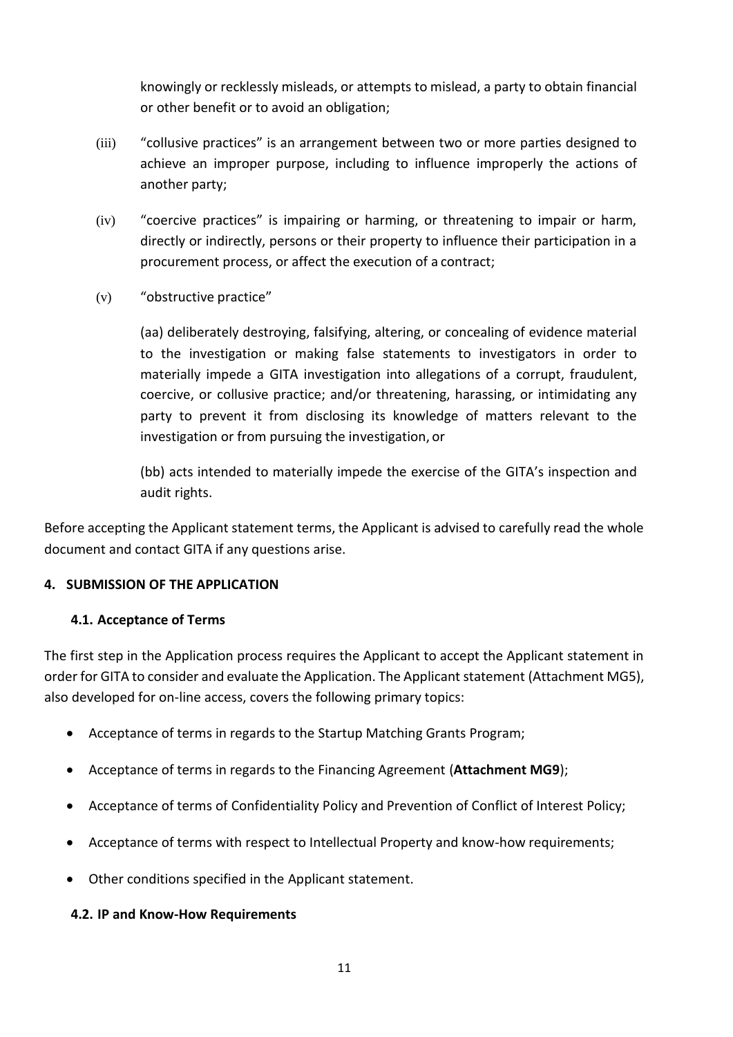knowingly or recklessly misleads, or attempts to mislead, a party to obtain financial or other benefit or to avoid an obligation;

(iii) "collusive practices" is an arrangement between two or more parties designed to achieve an improper purpose, including to influence improperly the actions of another party;

(iv) "coercive practices" is impairing or harming, or threatening to impair or harm, directly or indirectly, persons or their property to influence their participation in a procurement process, or affect the execution of a contract;

(v) "obstructive practice"

(aa) deliberately destroying, falsifying, altering, or concealing of evidence material to the investigation or making false statements to investigators in order to materially impede a GITA investigation into allegations of a corrupt, fraudulent, coercive, or collusive practice; and/or threatening, harassing, or intimidating any party to prevent it from disclosing its knowledge of matters relevant to the investigation or from pursuing the investigation, or

(bb) acts intended to materially impede the exercise of the GITA's inspection and audit rights.

Before accepting the Applicant statement terms, the Applicant is advised to carefully read the whole document and contact GITA if any questions arise.

## 4. SUBMISSION OF THE APPLICATION

### 4.1. Acceptance of Terms

The first step in the Application process requires the Applicant to accept the Applicant statement in order for GITA to consider and evaluate the Application. The Applicant statement (Attachment MG5), also developed for on-line access, covers the following primary topics:

- Acceptance of terms in regards to the Startup Matching Grants Program;
- Acceptance of terms in regards to the Financing Agreement (**Attachment MG9**);
- Acceptance of terms of Confidentiality Policy and Prevention of Conflict of Interest Policy;
- Acceptance of terms with respect to Intellectual Property and know-how requirements;
- Other conditions specified in the Applicant statement.

### 4.2. IP and Know-How Requirements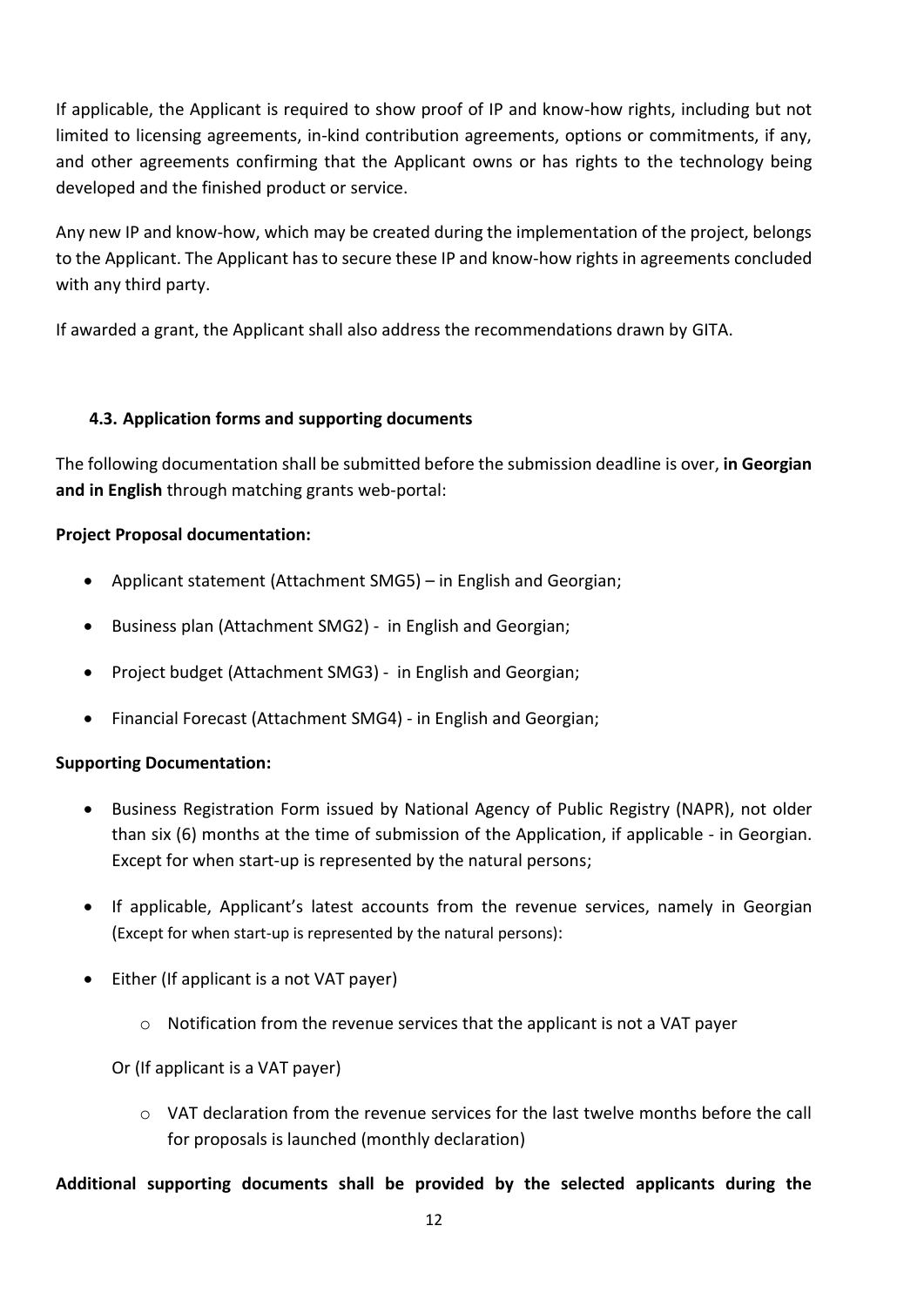If applicable, the Applicant is required to show proof of IP and know-how rights, including but not limited to licensing agreements, in-kind contribution agreements, options or commitments, if any, and other agreements confirming that the Applicant owns or has rights to the technology being developed and the finished product or service.

Any new IP and know-how, which may be created during the implementation of the project, belongs to the Applicant. The Applicant has to secure these IP and know-how rights in agreements concluded with any third party.

If awarded a grant, the Applicant shall also address the recommendations drawn by GITA.

### 4.3. Application forms and supporting documents

The following documentation shall be submitted before the submission deadline is over, **in Georgian and in English** through matching grants web-portal:

**Project Proposal documentation:**

- Applicant statement (Attachment SMG5) – in English and Georgian;
- Business plan (Attachment SMG2) - in English and Georgian;
- Project budget (Attachment SMG3) - in English and Georgian;
- Financial Forecast (Attachment SMG4) - in English and Georgian;

**Supporting Documentation:**

- Business Registration Form issued by National Agency of Public Registry (NAPR), not older than six (6) months at the time of submission of the Application, if applicable - in Georgian. Except for when start-up is represented by the natural persons;
- If applicable, Applicant's latest accounts from the revenue services, namely in Georgian (Except for when start-up is represented by the natural persons):
- Either (If applicant is a not VAT payer)
  - Notification from the revenue services that the applicant is not a VAT payer

  Or (If applicant is a VAT payer)

  - VAT declaration from the revenue services for the last twelve months before the call for proposals is launched (monthly declaration)

**Additional supporting documents shall be provided by the selected applicants during the**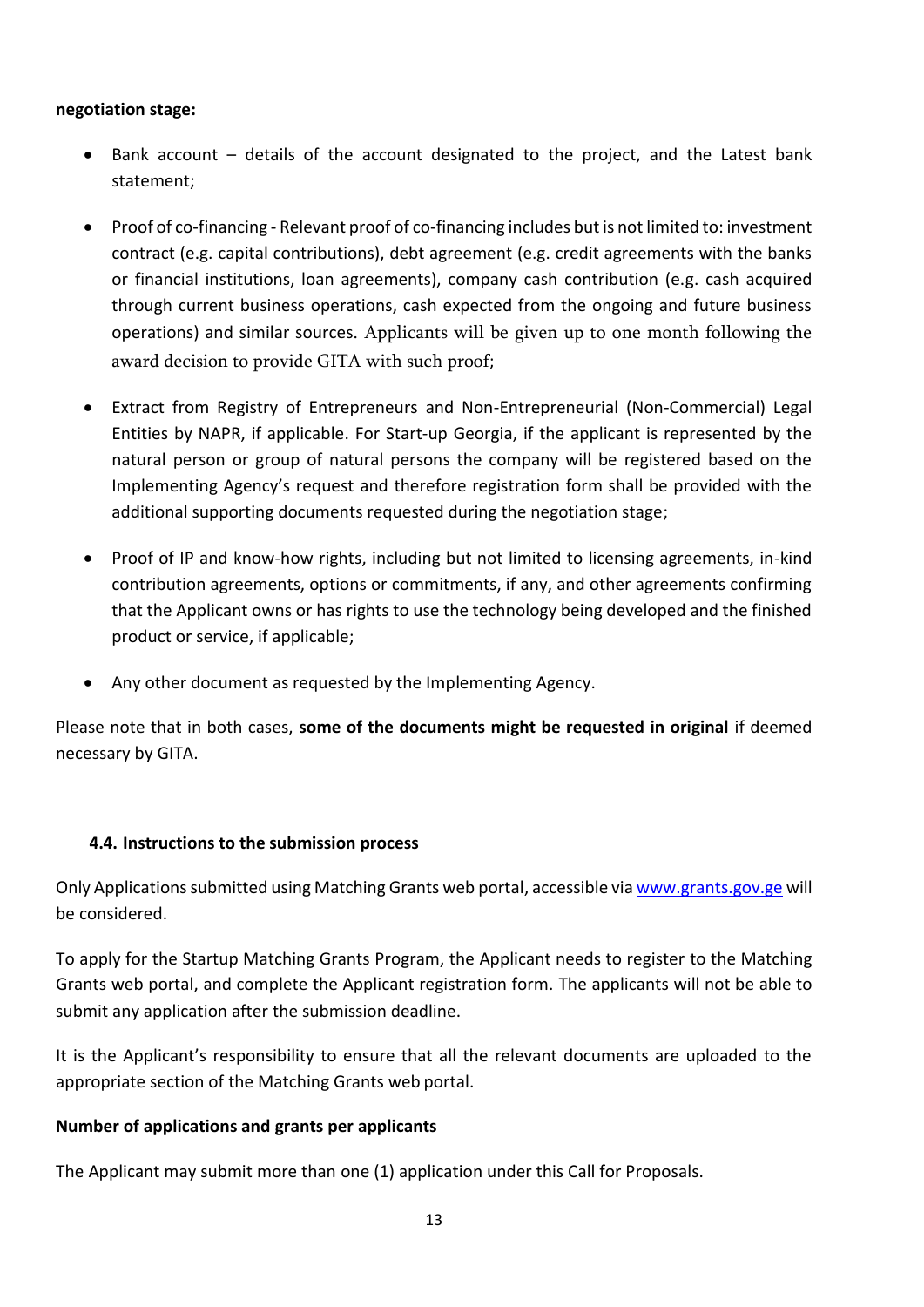**negotiation stage:**

- Bank account – details of the account designated to the project, and the Latest bank statement;
- Proof of co-financing - Relevant proof of co-financing includes but is not limited to: investment contract (e.g. capital contributions), debt agreement (e.g. credit agreements with the banks or financial institutions, loan agreements), company cash contribution (e.g. cash acquired through current business operations, cash expected from the ongoing and future business operations) and similar sources. Applicants will be given up to one month following the award decision to provide GITA with such proof;
- Extract from Registry of Entrepreneurs and Non-Entrepreneurial (Non-Commercial) Legal Entities by NAPR, if applicable. For Start-up Georgia, if the applicant is represented by the natural person or group of natural persons the company will be registered based on the Implementing Agency's request and therefore registration form shall be provided with the additional supporting documents requested during the negotiation stage;
- Proof of IP and know-how rights, including but not limited to licensing agreements, in-kind contribution agreements, options or commitments, if any, and other agreements confirming that the Applicant owns or has rights to use the technology being developed and the finished product or service, if applicable;
- Any other document as requested by the Implementing Agency.

Please note that in both cases, **some of the documents might be requested in original** if deemed necessary by GITA.

### 4.4. Instructions to the submission process

Only Applications submitted using Matching Grants web portal, accessible via www.grants.gov.ge will be considered.

To apply for the Startup Matching Grants Program, the Applicant needs to register to the Matching Grants web portal, and complete the Applicant registration form. The applicants will not be able to submit any application after the submission deadline.

It is the Applicant's responsibility to ensure that all the relevant documents are uploaded to the appropriate section of the Matching Grants web portal.

**Number of applications and grants per applicants**

The Applicant may submit more than one (1) application under this Call for Proposals.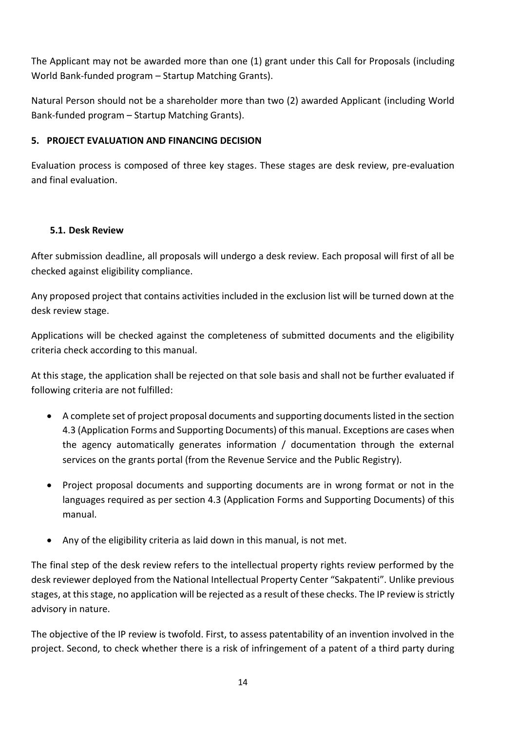The Applicant may not be awarded more than one (1) grant under this Call for Proposals (including World Bank-funded program – Startup Matching Grants).

Natural Person should not be a shareholder more than two (2) awarded Applicant (including World Bank-funded program – Startup Matching Grants).

## 5. PROJECT EVALUATION AND FINANCING DECISION

Evaluation process is composed of three key stages. These stages are desk review, pre-evaluation and final evaluation.

### 5.1. Desk Review

After submission deadline, all proposals will undergo a desk review. Each proposal will first of all be checked against eligibility compliance.

Any proposed project that contains activities included in the exclusion list will be turned down at the desk review stage.

Applications will be checked against the completeness of submitted documents and the eligibility criteria check according to this manual.

At this stage, the application shall be rejected on that sole basis and shall not be further evaluated if following criteria are not fulfilled:

- A complete set of project proposal documents and supporting documents listed in the section 4.3 (Application Forms and Supporting Documents) of this manual. Exceptions are cases when the agency automatically generates information / documentation through the external services on the grants portal (from the Revenue Service and the Public Registry).
- Project proposal documents and supporting documents are in wrong format or not in the languages required as per section 4.3 (Application Forms and Supporting Documents) of this manual.
- Any of the eligibility criteria as laid down in this manual, is not met.

The final step of the desk review refers to the intellectual property rights review performed by the desk reviewer deployed from the National Intellectual Property Center "Sakpatenti". Unlike previous stages, at this stage, no application will be rejected as a result of these checks. The IP review is strictly advisory in nature.

The objective of the IP review is twofold. First, to assess patentability of an invention involved in the project. Second, to check whether there is a risk of infringement of a patent of a third party during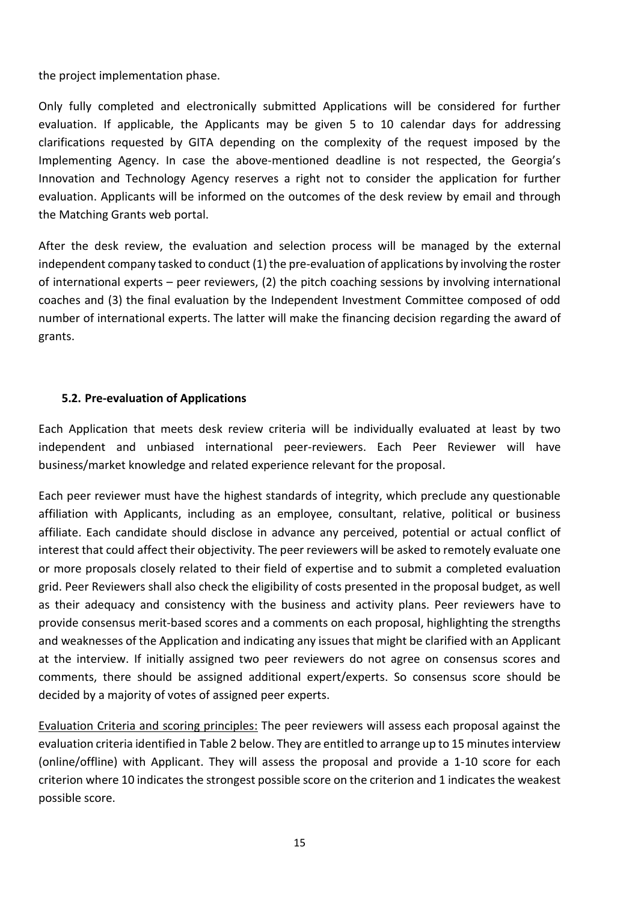the project implementation phase.

Only fully completed and electronically submitted Applications will be considered for further evaluation. If applicable, the Applicants may be given 5 to 10 calendar days for addressing clarifications requested by GITA depending on the complexity of the request imposed by the Implementing Agency. In case the above-mentioned deadline is not respected, the Georgia's Innovation and Technology Agency reserves a right not to consider the application for further evaluation. Applicants will be informed on the outcomes of the desk review by email and through the Matching Grants web portal.

After the desk review, the evaluation and selection process will be managed by the external independent company tasked to conduct (1) the pre-evaluation of applications by involving the roster of international experts – peer reviewers, (2) the pitch coaching sessions by involving international coaches and (3) the final evaluation by the Independent Investment Committee composed of odd number of international experts. The latter will make the financing decision regarding the award of grants.

### 5.2. Pre-evaluation of Applications

Each Application that meets desk review criteria will be individually evaluated at least by two independent and unbiased international peer-reviewers. Each Peer Reviewer will have business/market knowledge and related experience relevant for the proposal.

Each peer reviewer must have the highest standards of integrity, which preclude any questionable affiliation with Applicants, including as an employee, consultant, relative, political or business affiliate. Each candidate should disclose in advance any perceived, potential or actual conflict of interest that could affect their objectivity. The peer reviewers will be asked to remotely evaluate one or more proposals closely related to their field of expertise and to submit a completed evaluation grid. Peer Reviewers shall also check the eligibility of costs presented in the proposal budget, as well as their adequacy and consistency with the business and activity plans. Peer reviewers have to provide consensus merit-based scores and a comments on each proposal, highlighting the strengths and weaknesses of the Application and indicating any issues that might be clarified with an Applicant at the interview. If initially assigned two peer reviewers do not agree on consensus scores and comments, there should be assigned additional expert/experts. So consensus score should be decided by a majority of votes of assigned peer experts.

<u>Evaluation Criteria and scoring principles:</u> The peer reviewers will assess each proposal against the evaluation criteria identified in Table 2 below. They are entitled to arrange up to 15 minutes interview (online/offline) with Applicant. They will assess the proposal and provide a 1-10 score for each criterion where 10 indicates the strongest possible score on the criterion and 1 indicates the weakest possible score.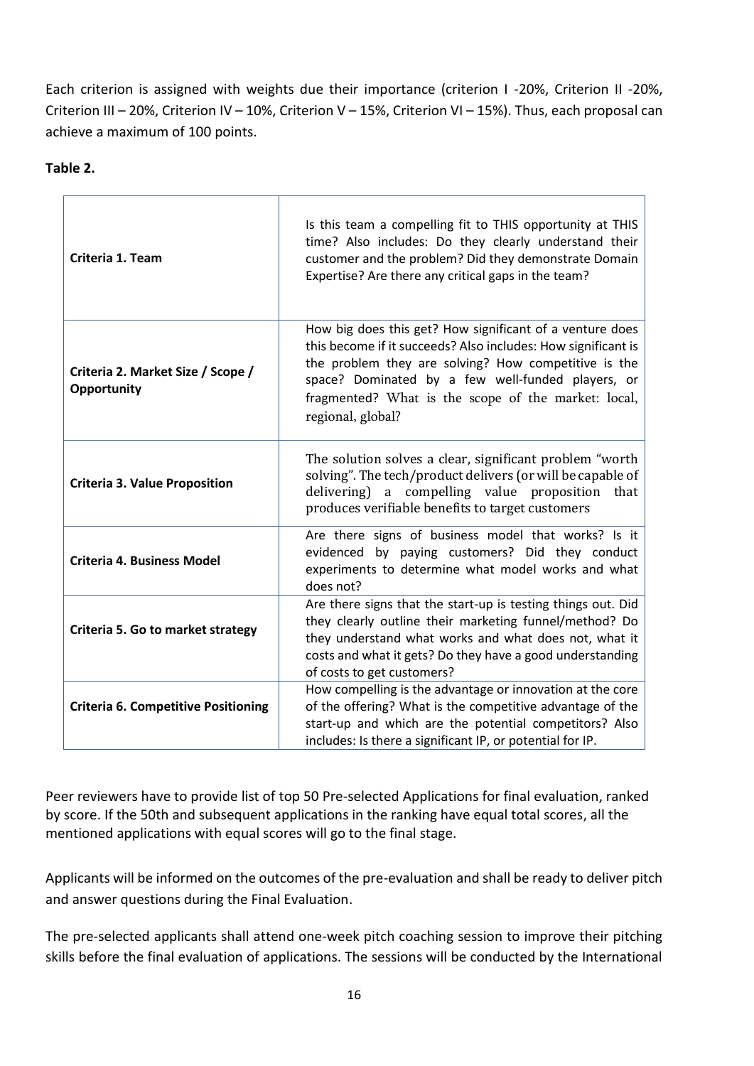Each criterion is assigned with weights due their importance (criterion I -20%, Criterion II -20%, Criterion III – 20%, Criterion IV – 10%, Criterion V – 15%, Criterion VI – 15%). Thus, each proposal can achieve a maximum of 100 points.

**Table 2.**

| | |
|---|---|
| **Criteria 1. Team** | Is this team a compelling fit to THIS opportunity at THIS time? Also includes: Do they clearly understand their customer and the problem? Did they demonstrate Domain Expertise? Are there any critical gaps in the team? |
| **Criteria 2. Market Size / Scope / Opportunity** | How big does this get? How significant of a venture does this become if it succeeds? Also includes: How significant is the problem they are solving? How competitive is the space? Dominated by a few well-funded players, or fragmented? What is the scope of the market: local, regional, global? |
| **Criteria 3. Value Proposition** | The solution solves a clear, significant problem "worth solving". The tech/product delivers (or will be capable of delivering) a compelling value proposition that produces verifiable benefits to target customers |
| **Criteria 4. Business Model** | Are there signs of business model that works? Is it evidenced by paying customers? Did they conduct experiments to determine what model works and what does not? |
| **Criteria 5. Go to market strategy** | Are there signs that the start-up is testing things out. Did they clearly outline their marketing funnel/method? Do they understand what works and what does not, what it costs and what it gets? Do they have a good understanding of costs to get customers? |
| **Criteria 6. Competitive Positioning** | How compelling is the advantage or innovation at the core of the offering? What is the competitive advantage of the start-up and which are the potential competitors? Also includes: Is there a significant IP, or potential for IP. |

Peer reviewers have to provide list of top 50 Pre-selected Applications for final evaluation, ranked by score. If the 50th and subsequent applications in the ranking have equal total scores, all the mentioned applications with equal scores will go to the final stage.

Applicants will be informed on the outcomes of the pre-evaluation and shall be ready to deliver pitch and answer questions during the Final Evaluation.

The pre-selected applicants shall attend one-week pitch coaching session to improve their pitching skills before the final evaluation of applications. The sessions will be conducted by the International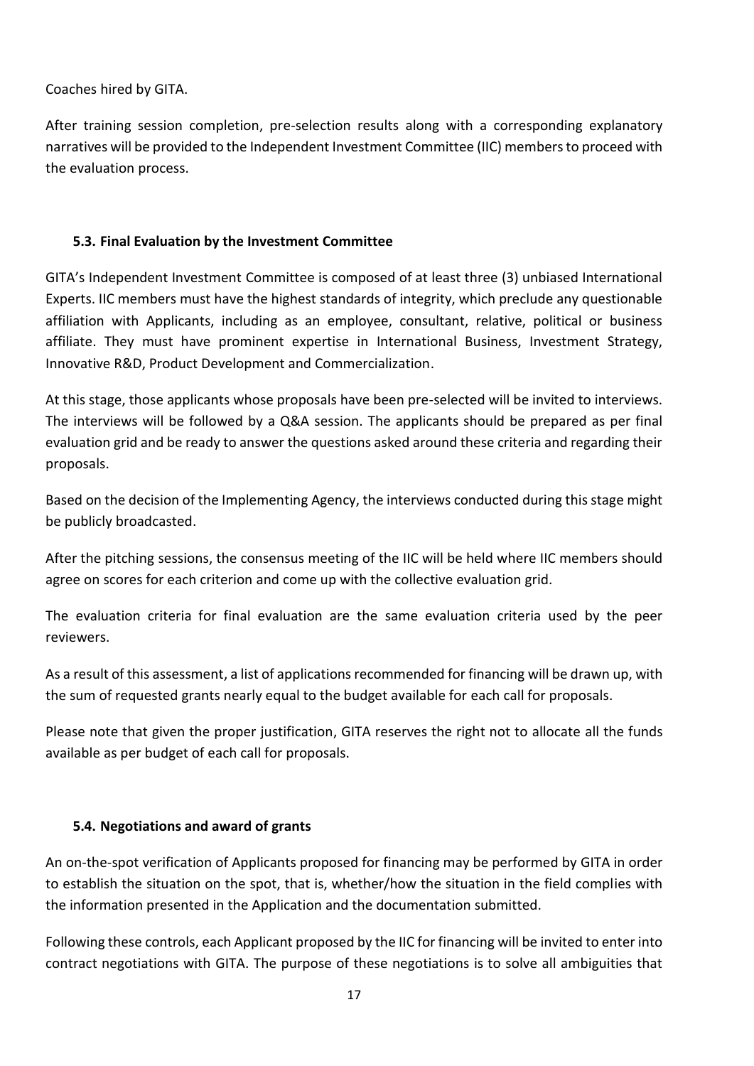Coaches hired by GITA.

After training session completion, pre-selection results along with a corresponding explanatory narratives will be provided to the Independent Investment Committee (IIC) members to proceed with the evaluation process.

### 5.3. Final Evaluation by the Investment Committee

GITA's Independent Investment Committee is composed of at least three (3) unbiased International Experts. IIC members must have the highest standards of integrity, which preclude any questionable affiliation with Applicants, including as an employee, consultant, relative, political or business affiliate. They must have prominent expertise in International Business, Investment Strategy, Innovative R&D, Product Development and Commercialization.

At this stage, those applicants whose proposals have been pre-selected will be invited to interviews. The interviews will be followed by a Q&A session. The applicants should be prepared as per final evaluation grid and be ready to answer the questions asked around these criteria and regarding their proposals.

Based on the decision of the Implementing Agency, the interviews conducted during this stage might be publicly broadcasted.

After the pitching sessions, the consensus meeting of the IIC will be held where IIC members should agree on scores for each criterion and come up with the collective evaluation grid.

The evaluation criteria for final evaluation are the same evaluation criteria used by the peer reviewers.

As a result of this assessment, a list of applications recommended for financing will be drawn up, with the sum of requested grants nearly equal to the budget available for each call for proposals.

Please note that given the proper justification, GITA reserves the right not to allocate all the funds available as per budget of each call for proposals.

### 5.4. Negotiations and award of grants

An on-the-spot verification of Applicants proposed for financing may be performed by GITA in order to establish the situation on the spot, that is, whether/how the situation in the field complies with the information presented in the Application and the documentation submitted.

Following these controls, each Applicant proposed by the IIC for financing will be invited to enter into contract negotiations with GITA. The purpose of these negotiations is to solve all ambiguities that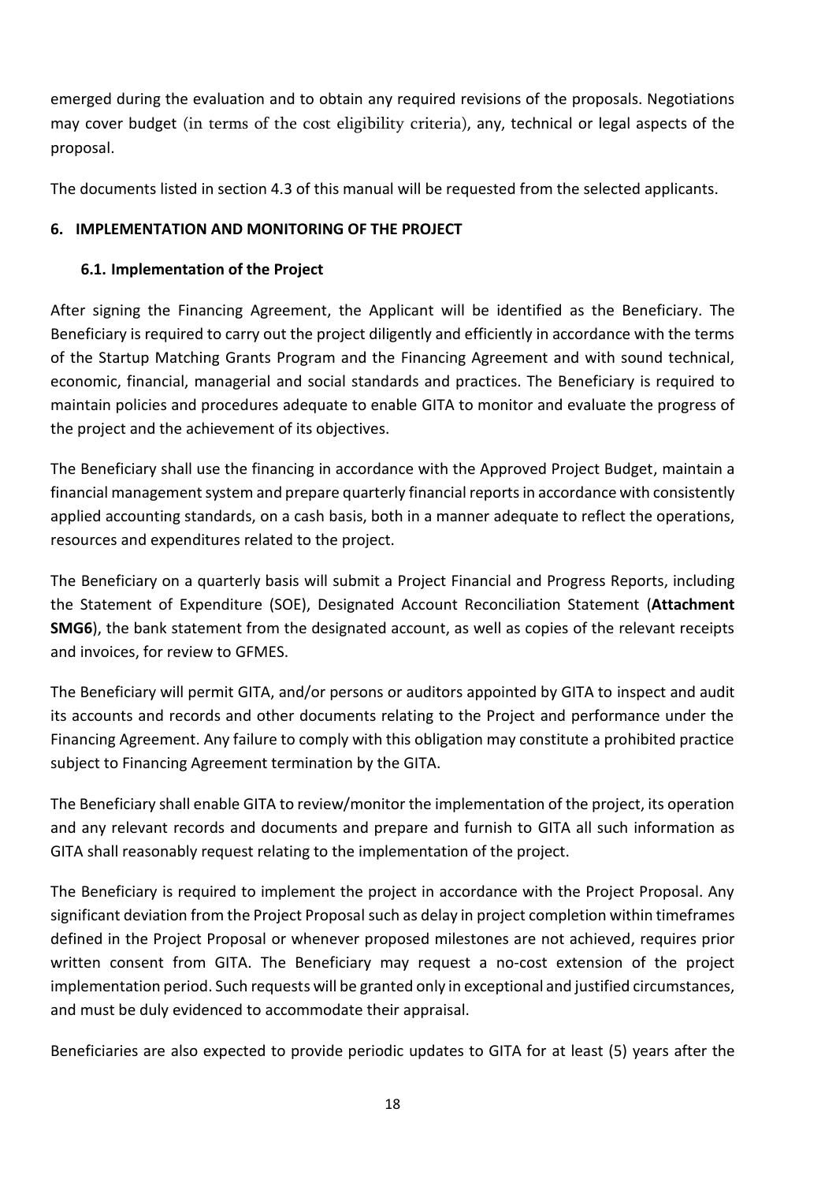emerged during the evaluation and to obtain any required revisions of the proposals. Negotiations may cover budget (in terms of the cost eligibility criteria), any, technical or legal aspects of the proposal.

The documents listed in section 4.3 of this manual will be requested from the selected applicants.

## 6. IMPLEMENTATION AND MONITORING OF THE PROJECT

### 6.1. Implementation of the Project

After signing the Financing Agreement, the Applicant will be identified as the Beneficiary. The Beneficiary is required to carry out the project diligently and efficiently in accordance with the terms of the Startup Matching Grants Program and the Financing Agreement and with sound technical, economic, financial, managerial and social standards and practices. The Beneficiary is required to maintain policies and procedures adequate to enable GITA to monitor and evaluate the progress of the project and the achievement of its objectives.

The Beneficiary shall use the financing in accordance with the Approved Project Budget, maintain a financial management system and prepare quarterly financial reports in accordance with consistently applied accounting standards, on a cash basis, both in a manner adequate to reflect the operations, resources and expenditures related to the project.

The Beneficiary on a quarterly basis will submit a Project Financial and Progress Reports, including the Statement of Expenditure (SOE), Designated Account Reconciliation Statement (**Attachment SMG6**), the bank statement from the designated account, as well as copies of the relevant receipts and invoices, for review to GFMES.

The Beneficiary will permit GITA, and/or persons or auditors appointed by GITA to inspect and audit its accounts and records and other documents relating to the Project and performance under the Financing Agreement. Any failure to comply with this obligation may constitute a prohibited practice subject to Financing Agreement termination by the GITA.

The Beneficiary shall enable GITA to review/monitor the implementation of the project, its operation and any relevant records and documents and prepare and furnish to GITA all such information as GITA shall reasonably request relating to the implementation of the project.

The Beneficiary is required to implement the project in accordance with the Project Proposal. Any significant deviation from the Project Proposal such as delay in project completion within timeframes defined in the Project Proposal or whenever proposed milestones are not achieved, requires prior written consent from GITA. The Beneficiary may request a no-cost extension of the project implementation period. Such requests will be granted only in exceptional and justified circumstances, and must be duly evidenced to accommodate their appraisal.

Beneficiaries are also expected to provide periodic updates to GITA for at least (5) years after the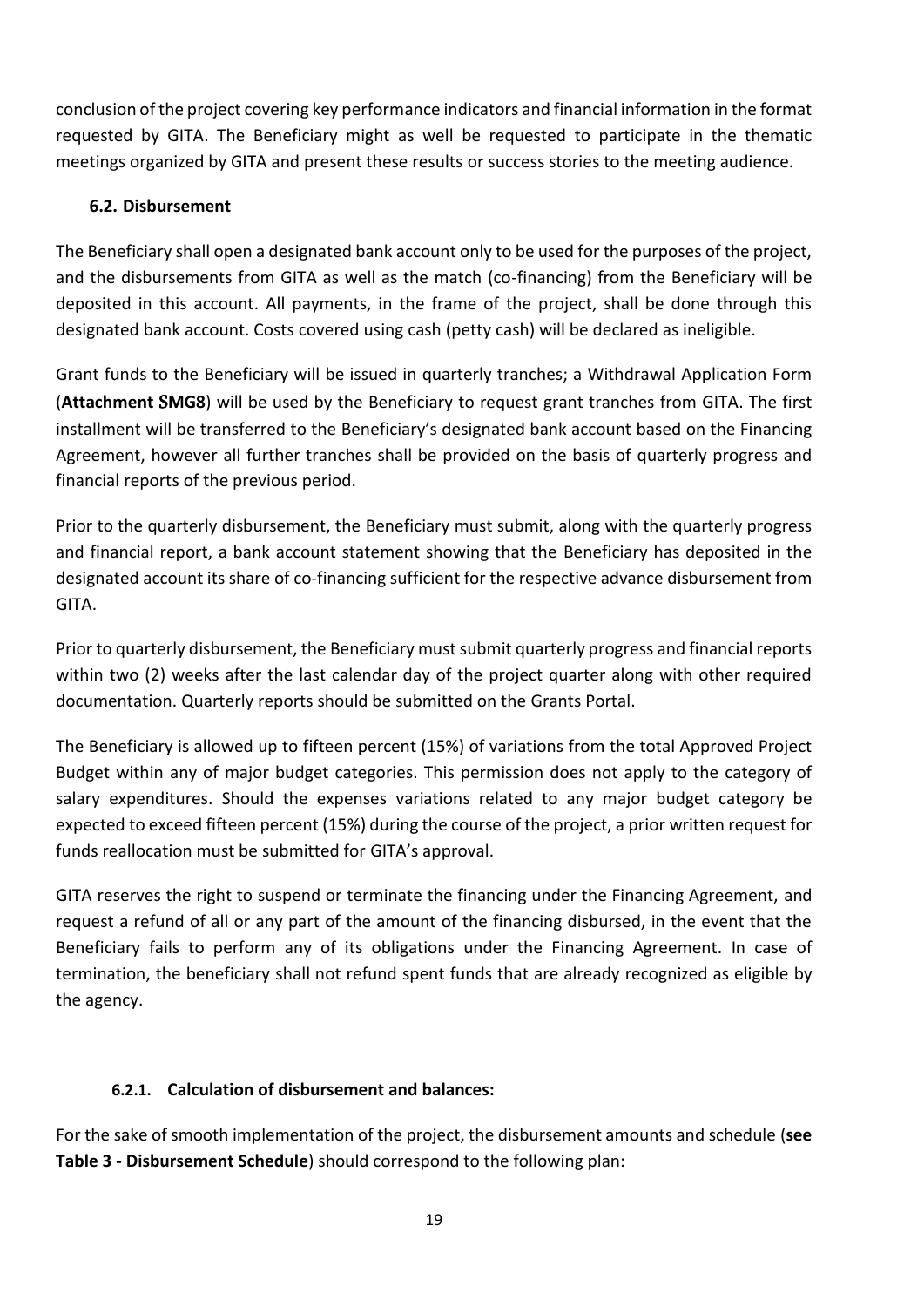conclusion of the project covering key performance indicators and financial information in the format requested by GITA. The Beneficiary might as well be requested to participate in the thematic meetings organized by GITA and present these results or success stories to the meeting audience.

### 6.2. Disbursement

The Beneficiary shall open a designated bank account only to be used for the purposes of the project, and the disbursements from GITA as well as the match (co-financing) from the Beneficiary will be deposited in this account. All payments, in the frame of the project, shall be done through this designated bank account. Costs covered using cash (petty cash) will be declared as ineligible.

Grant funds to the Beneficiary will be issued in quarterly tranches; a Withdrawal Application Form (**Attachment SMG8**) will be used by the Beneficiary to request grant tranches from GITA. The first installment will be transferred to the Beneficiary's designated bank account based on the Financing Agreement, however all further tranches shall be provided on the basis of quarterly progress and financial reports of the previous period.

Prior to the quarterly disbursement, the Beneficiary must submit, along with the quarterly progress and financial report, a bank account statement showing that the Beneficiary has deposited in the designated account its share of co-financing sufficient for the respective advance disbursement from GITA.

Prior to quarterly disbursement, the Beneficiary must submit quarterly progress and financial reports within two (2) weeks after the last calendar day of the project quarter along with other required documentation. Quarterly reports should be submitted on the Grants Portal.

The Beneficiary is allowed up to fifteen percent (15%) of variations from the total Approved Project Budget within any of major budget categories. This permission does not apply to the category of salary expenditures. Should the expenses variations related to any major budget category be expected to exceed fifteen percent (15%) during the course of the project, a prior written request for funds reallocation must be submitted for GITA's approval.

GITA reserves the right to suspend or terminate the financing under the Financing Agreement, and request a refund of all or any part of the amount of the financing disbursed, in the event that the Beneficiary fails to perform any of its obligations under the Financing Agreement. In case of termination, the beneficiary shall not refund spent funds that are already recognized as eligible by the agency.

#### 6.2.1. Calculation of disbursement and balances:

For the sake of smooth implementation of the project, the disbursement amounts and schedule (**see Table 3 - Disbursement Schedule**) should correspond to the following plan: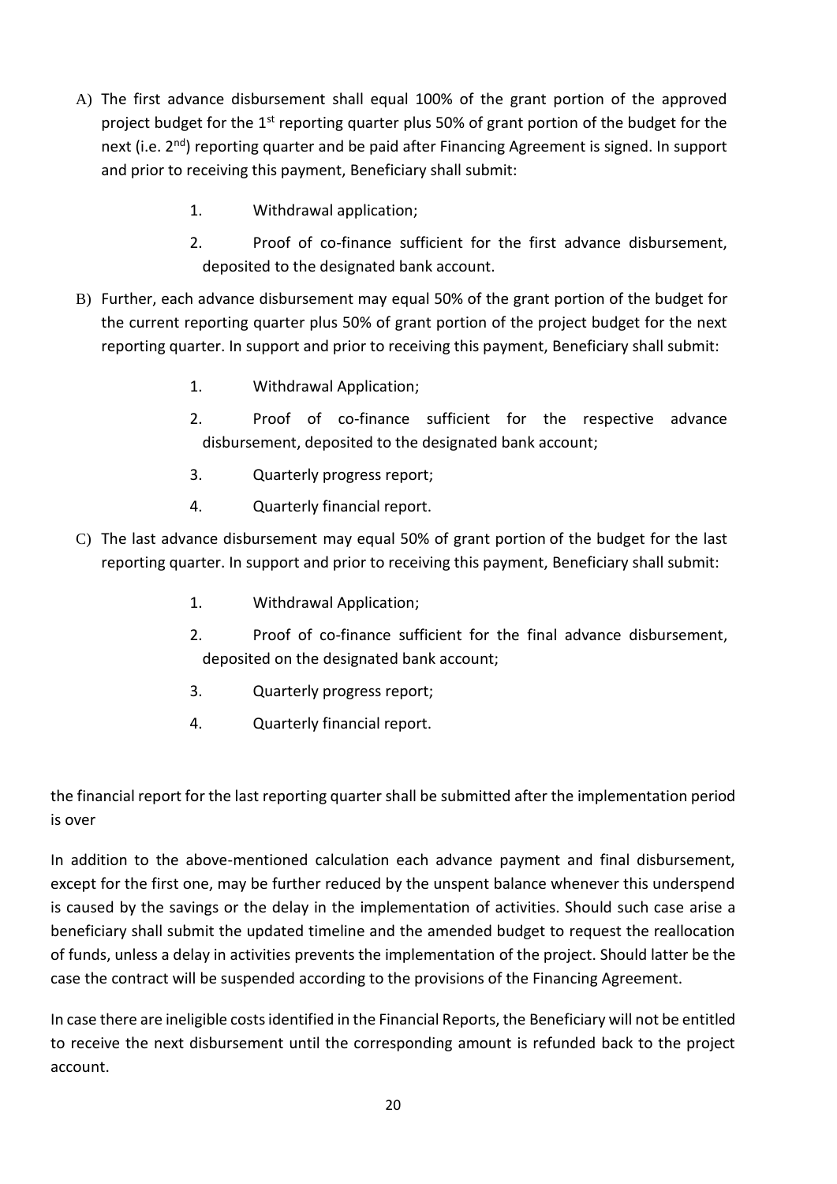A) The first advance disbursement shall equal 100% of the grant portion of the approved project budget for the 1st reporting quarter plus 50% of grant portion of the budget for the next (i.e. 2nd) reporting quarter and be paid after Financing Agreement is signed. In support and prior to receiving this payment, Beneficiary shall submit:

   1. Withdrawal application;
   2. Proof of co-finance sufficient for the first advance disbursement, deposited to the designated bank account.

B) Further, each advance disbursement may equal 50% of the grant portion of the budget for the current reporting quarter plus 50% of grant portion of the project budget for the next reporting quarter. In support and prior to receiving this payment, Beneficiary shall submit:

   1. Withdrawal Application;
   2. Proof of co-finance sufficient for the respective advance disbursement, deposited to the designated bank account;
   3. Quarterly progress report;
   4. Quarterly financial report.

C) The last advance disbursement may equal 50% of grant portion of the budget for the last reporting quarter. In support and prior to receiving this payment, Beneficiary shall submit:

   1. Withdrawal Application;
   2. Proof of co-finance sufficient for the final advance disbursement, deposited on the designated bank account;
   3. Quarterly progress report;
   4. Quarterly financial report.

the financial report for the last reporting quarter shall be submitted after the implementation period is over

In addition to the above-mentioned calculation each advance payment and final disbursement, except for the first one, may be further reduced by the unspent balance whenever this underspend is caused by the savings or the delay in the implementation of activities. Should such case arise a beneficiary shall submit the updated timeline and the amended budget to request the reallocation of funds, unless a delay in activities prevents the implementation of the project. Should latter be the case the contract will be suspended according to the provisions of the Financing Agreement.

In case there are ineligible costs identified in the Financial Reports, the Beneficiary will not be entitled to receive the next disbursement until the corresponding amount is refunded back to the project account.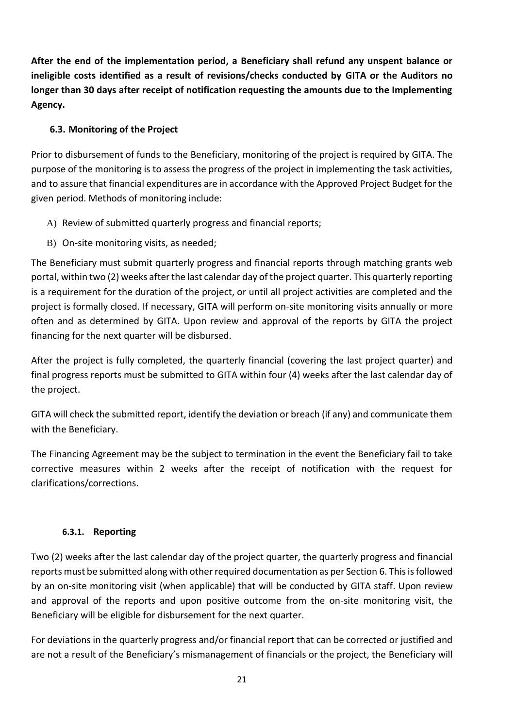**After the end of the implementation period, a Beneficiary shall refund any unspent balance or ineligible costs identified as a result of revisions/checks conducted by GITA or the Auditors no longer than 30 days after receipt of notification requesting the amounts due to the Implementing Agency.**

### 6.3. Monitoring of the Project

Prior to disbursement of funds to the Beneficiary, monitoring of the project is required by GITA. The purpose of the monitoring is to assess the progress of the project in implementing the task activities, and to assure that financial expenditures are in accordance with the Approved Project Budget for the given period. Methods of monitoring include:

A) Review of submitted quarterly progress and financial reports;

B) On-site monitoring visits, as needed;

The Beneficiary must submit quarterly progress and financial reports through matching grants web portal, within two (2) weeks after the last calendar day of the project quarter. This quarterly reporting is a requirement for the duration of the project, or until all project activities are completed and the project is formally closed. If necessary, GITA will perform on-site monitoring visits annually or more often and as determined by GITA. Upon review and approval of the reports by GITA the project financing for the next quarter will be disbursed.

After the project is fully completed, the quarterly financial (covering the last project quarter) and final progress reports must be submitted to GITA within four (4) weeks after the last calendar day of the project.

GITA will check the submitted report, identify the deviation or breach (if any) and communicate them with the Beneficiary.

The Financing Agreement may be the subject to termination in the event the Beneficiary fail to take corrective measures within 2 weeks after the receipt of notification with the request for clarifications/corrections.

#### 6.3.1. Reporting

Two (2) weeks after the last calendar day of the project quarter, the quarterly progress and financial reports must be submitted along with other required documentation as per Section 6. This is followed by an on-site monitoring visit (when applicable) that will be conducted by GITA staff. Upon review and approval of the reports and upon positive outcome from the on-site monitoring visit, the Beneficiary will be eligible for disbursement for the next quarter.

For deviations in the quarterly progress and/or financial report that can be corrected or justified and are not a result of the Beneficiary's mismanagement of financials or the project, the Beneficiary will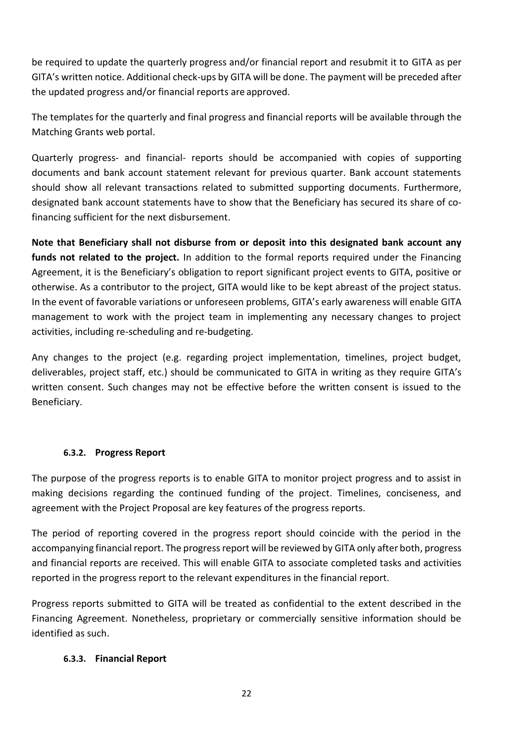be required to update the quarterly progress and/or financial report and resubmit it to GITA as per GITA's written notice. Additional check-ups by GITA will be done. The payment will be preceded after the updated progress and/or financial reports are approved.

The templates for the quarterly and final progress and financial reports will be available through the Matching Grants web portal.

Quarterly progress- and financial- reports should be accompanied with copies of supporting documents and bank account statement relevant for previous quarter. Bank account statements should show all relevant transactions related to submitted supporting documents. Furthermore, designated bank account statements have to show that the Beneficiary has secured its share of co-financing sufficient for the next disbursement.

**Note that Beneficiary shall not disburse from or deposit into this designated bank account any funds not related to the project.** In addition to the formal reports required under the Financing Agreement, it is the Beneficiary's obligation to report significant project events to GITA, positive or otherwise. As a contributor to the project, GITA would like to be kept abreast of the project status. In the event of favorable variations or unforeseen problems, GITA's early awareness will enable GITA management to work with the project team in implementing any necessary changes to project activities, including re-scheduling and re-budgeting.

Any changes to the project (e.g. regarding project implementation, timelines, project budget, deliverables, project staff, etc.) should be communicated to GITA in writing as they require GITA's written consent. Such changes may not be effective before the written consent is issued to the Beneficiary.

#### 6.3.2. Progress Report

The purpose of the progress reports is to enable GITA to monitor project progress and to assist in making decisions regarding the continued funding of the project. Timelines, conciseness, and agreement with the Project Proposal are key features of the progress reports.

The period of reporting covered in the progress report should coincide with the period in the accompanying financial report. The progress report will be reviewed by GITA only after both, progress and financial reports are received. This will enable GITA to associate completed tasks and activities reported in the progress report to the relevant expenditures in the financial report.

Progress reports submitted to GITA will be treated as confidential to the extent described in the Financing Agreement. Nonetheless, proprietary or commercially sensitive information should be identified as such.

#### 6.3.3. Financial Report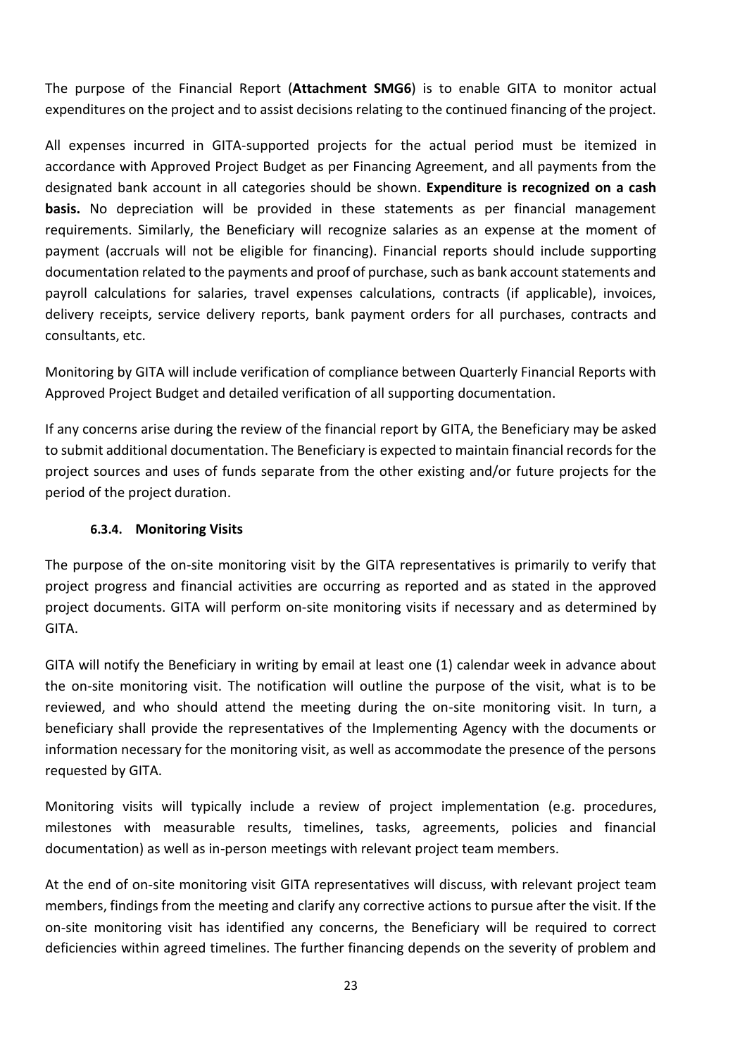The purpose of the Financial Report (**Attachment SMG6**) is to enable GITA to monitor actual expenditures on the project and to assist decisions relating to the continued financing of the project.

All expenses incurred in GITA-supported projects for the actual period must be itemized in accordance with Approved Project Budget as per Financing Agreement, and all payments from the designated bank account in all categories should be shown. **Expenditure is recognized on a cash basis.** No depreciation will be provided in these statements as per financial management requirements. Similarly, the Beneficiary will recognize salaries as an expense at the moment of payment (accruals will not be eligible for financing). Financial reports should include supporting documentation related to the payments and proof of purchase, such as bank account statements and payroll calculations for salaries, travel expenses calculations, contracts (if applicable), invoices, delivery receipts, service delivery reports, bank payment orders for all purchases, contracts and consultants, etc.

Monitoring by GITA will include verification of compliance between Quarterly Financial Reports with Approved Project Budget and detailed verification of all supporting documentation.

If any concerns arise during the review of the financial report by GITA, the Beneficiary may be asked to submit additional documentation. The Beneficiary is expected to maintain financial records for the project sources and uses of funds separate from the other existing and/or future projects for the period of the project duration.

#### 6.3.4. Monitoring Visits

The purpose of the on-site monitoring visit by the GITA representatives is primarily to verify that project progress and financial activities are occurring as reported and as stated in the approved project documents. GITA will perform on-site monitoring visits if necessary and as determined by GITA.

GITA will notify the Beneficiary in writing by email at least one (1) calendar week in advance about the on-site monitoring visit. The notification will outline the purpose of the visit, what is to be reviewed, and who should attend the meeting during the on-site monitoring visit. In turn, a beneficiary shall provide the representatives of the Implementing Agency with the documents or information necessary for the monitoring visit, as well as accommodate the presence of the persons requested by GITA.

Monitoring visits will typically include a review of project implementation (e.g. procedures, milestones with measurable results, timelines, tasks, agreements, policies and financial documentation) as well as in-person meetings with relevant project team members.

At the end of on-site monitoring visit GITA representatives will discuss, with relevant project team members, findings from the meeting and clarify any corrective actions to pursue after the visit. If the on-site monitoring visit has identified any concerns, the Beneficiary will be required to correct deficiencies within agreed timelines. The further financing depends on the severity of problem and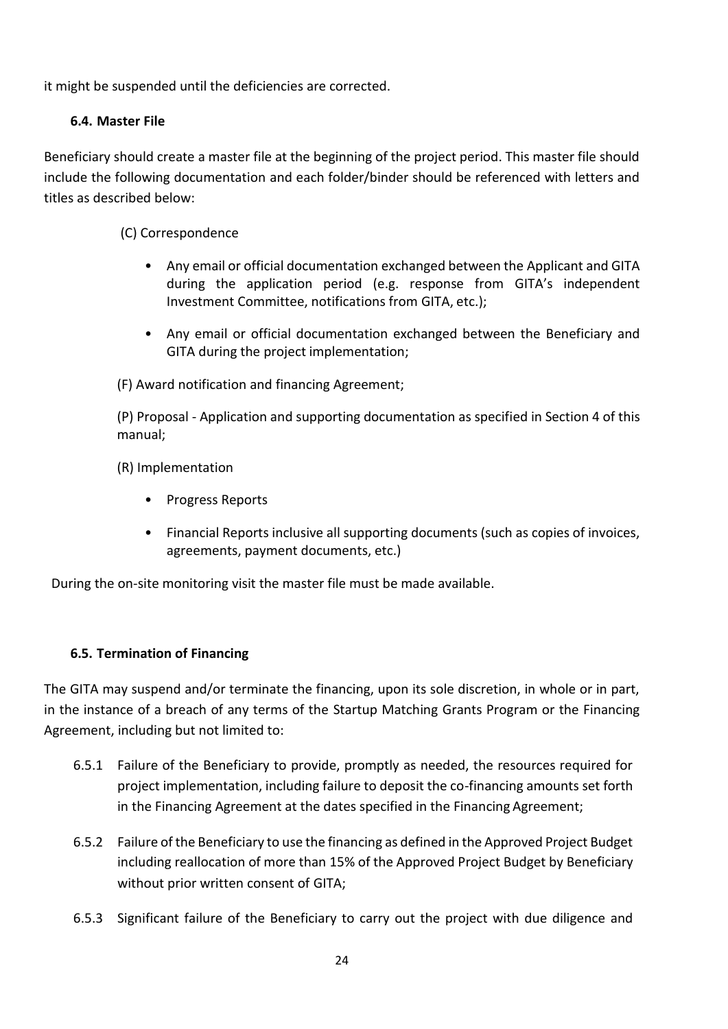it might be suspended until the deficiencies are corrected.

### 6.4. Master File

Beneficiary should create a master file at the beginning of the project period. This master file should include the following documentation and each folder/binder should be referenced with letters and titles as described below:

(C) Correspondence

- Any email or official documentation exchanged between the Applicant and GITA during the application period (e.g. response from GITA's independent Investment Committee, notifications from GITA, etc.);
- Any email or official documentation exchanged between the Beneficiary and GITA during the project implementation;

(F) Award notification and financing Agreement;

(P) Proposal - Application and supporting documentation as specified in Section 4 of this manual;

(R) Implementation

- Progress Reports
- Financial Reports inclusive all supporting documents (such as copies of invoices, agreements, payment documents, etc.)

During the on-site monitoring visit the master file must be made available.

### 6.5. Termination of Financing

The GITA may suspend and/or terminate the financing, upon its sole discretion, in whole or in part, in the instance of a breach of any terms of the Startup Matching Grants Program or the Financing Agreement, including but not limited to:

6.5.1 Failure of the Beneficiary to provide, promptly as needed, the resources required for project implementation, including failure to deposit the co-financing amounts set forth in the Financing Agreement at the dates specified in the Financing Agreement;

6.5.2 Failure of the Beneficiary to use the financing as defined in the Approved Project Budget including reallocation of more than 15% of the Approved Project Budget by Beneficiary without prior written consent of GITA;

6.5.3 Significant failure of the Beneficiary to carry out the project with due diligence and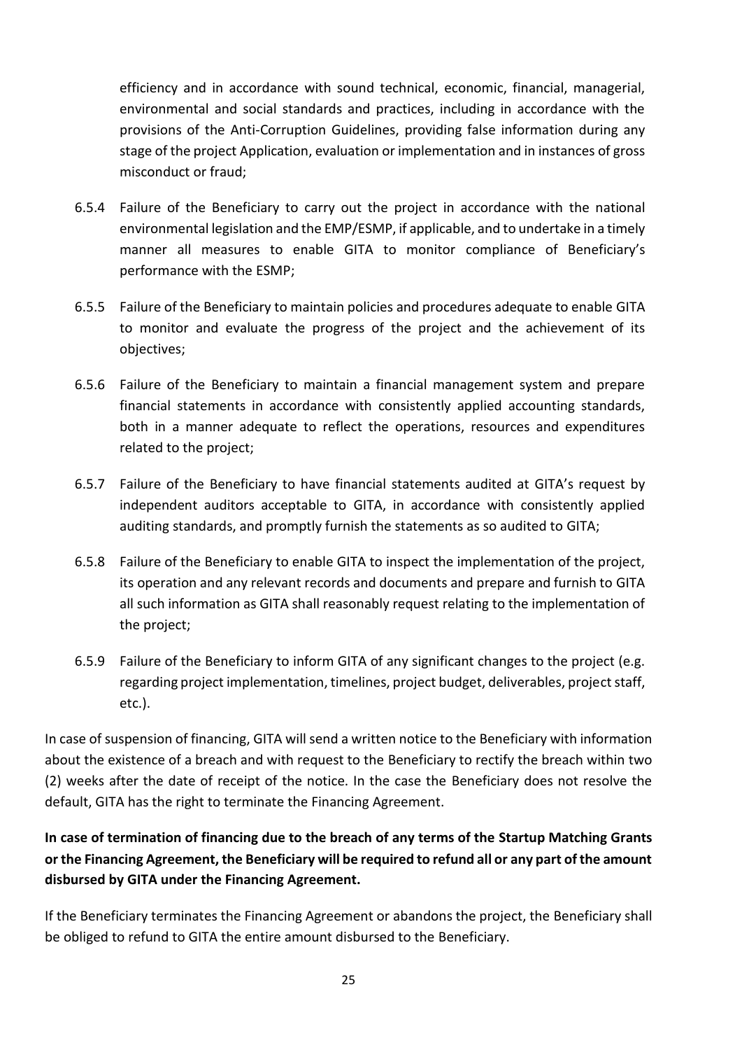efficiency and in accordance with sound technical, economic, financial, managerial, environmental and social standards and practices, including in accordance with the provisions of the Anti-Corruption Guidelines, providing false information during any stage of the project Application, evaluation or implementation and in instances of gross misconduct or fraud;

6.5.4 Failure of the Beneficiary to carry out the project in accordance with the national environmental legislation and the EMP/ESMP, if applicable, and to undertake in a timely manner all measures to enable GITA to monitor compliance of Beneficiary's performance with the ESMP;

6.5.5 Failure of the Beneficiary to maintain policies and procedures adequate to enable GITA to monitor and evaluate the progress of the project and the achievement of its objectives;

6.5.6 Failure of the Beneficiary to maintain a financial management system and prepare financial statements in accordance with consistently applied accounting standards, both in a manner adequate to reflect the operations, resources and expenditures related to the project;

6.5.7 Failure of the Beneficiary to have financial statements audited at GITA's request by independent auditors acceptable to GITA, in accordance with consistently applied auditing standards, and promptly furnish the statements as so audited to GITA;

6.5.8 Failure of the Beneficiary to enable GITA to inspect the implementation of the project, its operation and any relevant records and documents and prepare and furnish to GITA all such information as GITA shall reasonably request relating to the implementation of the project;

6.5.9 Failure of the Beneficiary to inform GITA of any significant changes to the project (e.g. regarding project implementation, timelines, project budget, deliverables, project staff, etc.).

In case of suspension of financing, GITA will send a written notice to the Beneficiary with information about the existence of a breach and with request to the Beneficiary to rectify the breach within two (2) weeks after the date of receipt of the notice. In the case the Beneficiary does not resolve the default, GITA has the right to terminate the Financing Agreement.

**In case of termination of financing due to the breach of any terms of the Startup Matching Grants or the Financing Agreement, the Beneficiary will be required to refund all or any part of the amount disbursed by GITA under the Financing Agreement.**

If the Beneficiary terminates the Financing Agreement or abandons the project, the Beneficiary shall be obliged to refund to GITA the entire amount disbursed to the Beneficiary.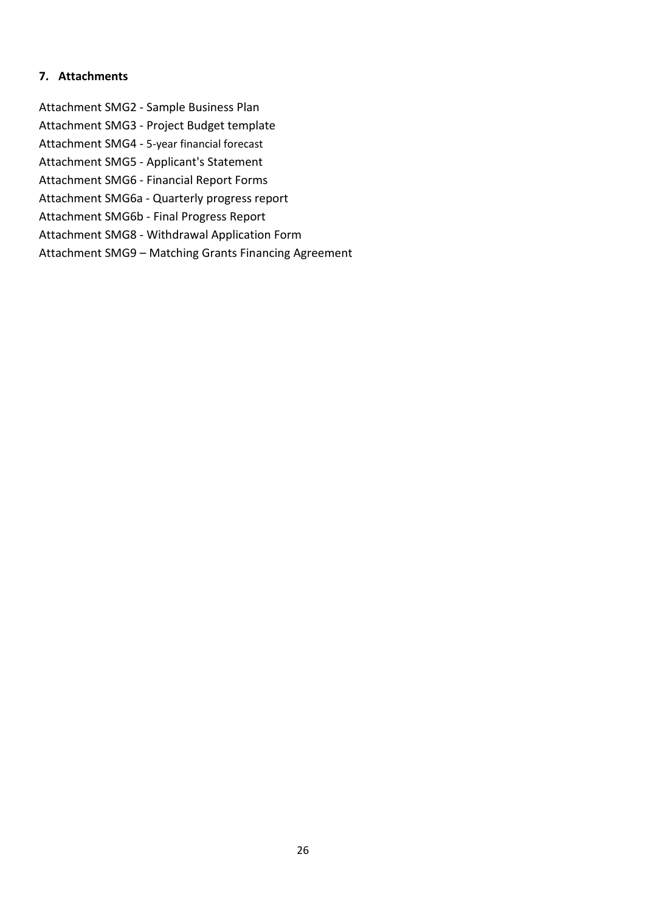## 7. Attachments

Attachment SMG2 - Sample Business Plan

Attachment SMG3 - Project Budget template

Attachment SMG4 - 5-year financial forecast

Attachment SMG5 - Applicant's Statement

Attachment SMG6 - Financial Report Forms

Attachment SMG6a - Quarterly progress report

Attachment SMG6b - Final Progress Report

Attachment SMG8 - Withdrawal Application Form

Attachment SMG9 – Matching Grants Financing Agreement